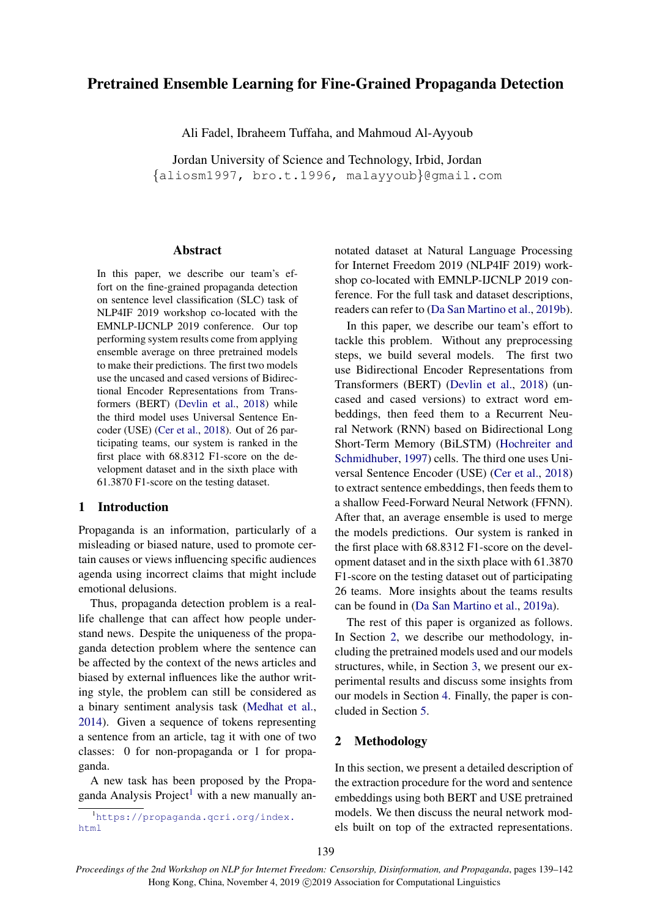# Pretrained Ensemble Learning for Fine-Grained Propaganda Detection

Ali Fadel, Ibraheem Tuffaha, and Mahmoud Al-Ayyoub

Jordan University of Science and Technology, Irbid, Jordan
{aliosm1997, bro.t.1996, malayyoub}@gmail.com

## Abstract

In this paper, we describe our team's effort on the fine-grained propaganda detection on sentence level classification (SLC) task of NLP4IF 2019 workshop co-located with the EMNLP-IJCNLP 2019 conference. Our top performing system results come from applying ensemble average on three pretrained models to make their predictions. The first two models use the uncased and cased versions of Bidirectional Encoder Representations from Transformers (BERT) (Devlin et al., 2018) while the third model uses Universal Sentence Encoder (USE) (Cer et al., 2018). Out of 26 participating teams, our system is ranked in the first place with 68.8312 F1-score on the development dataset and in the sixth place with 61.3870 F1-score on the testing dataset.

## 1 Introduction

Propaganda is an information, particularly of a misleading or biased nature, used to promote certain causes or views influencing specific audiences agenda using incorrect claims that might include emotional delusions.

Thus, propaganda detection problem is a real-life challenge that can affect how people understand news. Despite the uniqueness of the propaganda detection problem where the sentence can be affected by the context of the news articles and biased by external influences like the author writing style, the problem can still be considered as a binary sentiment analysis task (Medhat et al., 2014). Given a sequence of tokens representing a sentence from an article, tag it with one of two classes: 0 for non-propaganda or 1 for propaganda.

A new task has been proposed by the Propaganda Analysis Project[1] with a new manually annotated dataset at Natural Language Processing for Internet Freedom 2019 (NLP4IF 2019) workshop co-located with EMNLP-IJCNLP 2019 conference. For the full task and dataset descriptions, readers can refer to (Da San Martino et al., 2019b).

In this paper, we describe our team's effort to tackle this problem. Without any preprocessing steps, we build several models. The first two use Bidirectional Encoder Representations from Transformers (BERT) (Devlin et al., 2018) (uncased and cased versions) to extract word embeddings, then feed them to a Recurrent Neural Network (RNN) based on Bidirectional Long Short-Term Memory (BiLSTM) (Hochreiter and Schmidhuber, 1997) cells. The third one uses Universal Sentence Encoder (USE) (Cer et al., 2018) to extract sentence embeddings, then feeds them to a shallow Feed-Forward Neural Network (FFNN). After that, an average ensemble is used to merge the models predictions. Our system is ranked in the first place with 68.8312 F1-score on the development dataset and in the sixth place with 61.3870 F1-score on the testing dataset out of participating 26 teams. More insights about the teams results can be found in (Da San Martino et al., 2019a).

The rest of this paper is organized as follows. In Section 2, we describe our methodology, including the pretrained models used and our models structures, while, in Section 3, we present our experimental results and discuss some insights from our models in Section 4. Finally, the paper is concluded in Section 5.

## 2 Methodology

In this section, we present a detailed description of the extraction procedure for the word and sentence embeddings using both BERT and USE pretrained models. We then discuss the neural network models built on top of the extracted representations.

[1] https://propaganda.qcri.org/index.html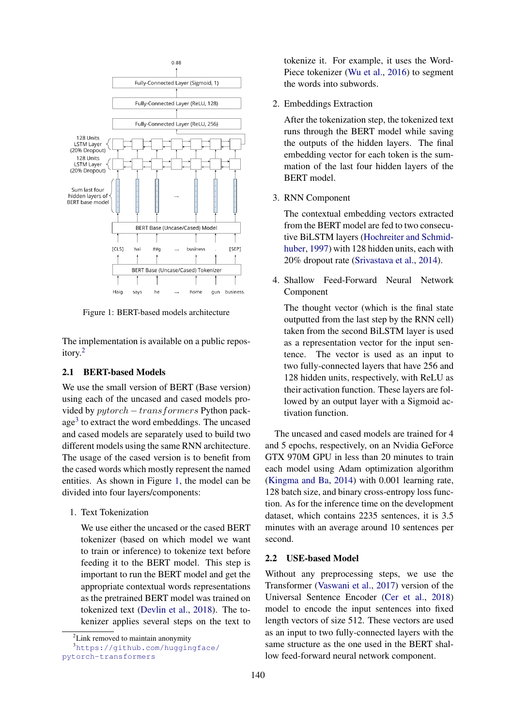Figure 1: BERT-based models architecture

The implementation is available on a public repository.[2]

## 2.1 BERT-based Models

We use the small version of BERT (Base version) using each of the uncased and cased models provided by $pytorch - transformers$ Python package[3] to extract the word embeddings. The uncased and cased models are separately used to build two different models using the same RNN architecture. The usage of the cased version is to benefit from the cased words which mostly represent the named entities. As shown in Figure 1, the model can be divided into four layers/components:

1. Text Tokenization

   We use either the uncased or the cased BERT tokenizer (based on which model we want to train or inference) to tokenize text before feeding it to the BERT model. This step is important to run the BERT model and get the appropriate contextual words representations as the pretrained BERT model was trained on tokenized text (Devlin et al., 2018). The tokenizer applies several steps on the text to tokenize it. For example, it uses the WordPiece tokenizer (Wu et al., 2016) to segment the words into subwords.

2. Embeddings Extraction

   After the tokenization step, the tokenized text runs through the BERT model while saving the outputs of the hidden layers. The final embedding vector for each token is the summation of the last four hidden layers of the BERT model.

3. RNN Component

   The contextual embedding vectors extracted from the BERT model are fed to two consecutive BiLSTM layers (Hochreiter and Schmidhuber, 1997) with 128 hidden units, each with 20% dropout rate (Srivastava et al., 2014).

4. Shallow Feed-Forward Neural Network Component

   The thought vector (which is the final state outputted from the last step by the RNN cell) taken from the second BiLSTM layer is used as a representation vector for the input sentence. The vector is used as an input to two fully-connected layers that have 256 and 128 hidden units, respectively, with ReLU as their activation function. These layers are followed by an output layer with a Sigmoid activation function.

The uncased and cased models are trained for 4 and 5 epochs, respectively, on an Nvidia GeForce GTX 970M GPU in less than 20 minutes to train each model using Adam optimization algorithm (Kingma and Ba, 2014) with 0.001 learning rate, 128 batch size, and binary cross-entropy loss function. As for the inference time on the development dataset, which contains 2235 sentences, it is 3.5 minutes with an average around 10 sentences per second.

## 2.2 USE-based Model

Without any preprocessing steps, we use the Transformer (Vaswani et al., 2017) version of the Universal Sentence Encoder (Cer et al., 2018) model to encode the input sentences into fixed length vectors of size 512. These vectors are used as an input to two fully-connected layers with the same structure as the one used in the BERT shallow feed-forward neural network component.

[2] Link removed to maintain anonymity

[3] https://github.com/huggingface/pytorch-transformers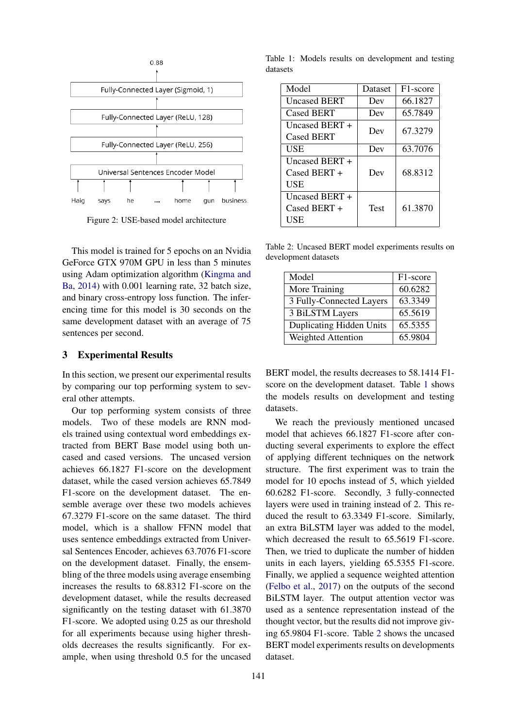Figure 2: USE-based model architecture

This model is trained for 5 epochs on an Nvidia GeForce GTX 970M GPU in less than 5 minutes using Adam optimization algorithm (Kingma and Ba, 2014) with 0.001 learning rate, 32 batch size, and binary cross-entropy loss function. The inferencing time for this model is 30 seconds on the same development dataset with an average of 75 sentences per second.

## 3 Experimental Results

In this section, we present our experimental results by comparing our top performing system to several other attempts.

Our top performing system consists of three models. Two of these models are RNN models trained using contextual word embeddings extracted from BERT Base model using both uncased and cased versions. The uncased version achieves 66.1827 F1-score on the development dataset, while the cased version achieves 65.7849 F1-score on the development dataset. The ensemble average over these two models achieves 67.3279 F1-score on the same dataset. The third model, which is a shallow FFNN model that uses sentence embeddings extracted from Universal Sentences Encoder, achieves 63.7076 F1-score on the development dataset. Finally, the ensembling of the three models using average ensembling increases the results to 68.8312 F1-score on the development dataset, while the results decreased significantly on the testing dataset with 61.3870 F1-score. We adopted using 0.25 as our threshold for all experiments because using higher thresholds decreases the results significantly. For example, when using threshold 0.5 for the uncased BERT model, the results decreases to 58.1414 F1-score on the development dataset. Table 1 shows the models results on development and testing datasets.

Table 1: Models results on development and testing datasets

| Model | Dataset | F1-score |
|---|---|---|
| Uncased BERT | Dev | 66.1827 |
| Cased BERT | Dev | 65.7849 |
| Uncased BERT + Cased BERT | Dev | 67.3279 |
| USE | Dev | 63.7076 |
| Uncased BERT + Cased BERT + USE | Dev | 68.8312 |
| Uncased BERT + Cased BERT + USE | Test | 61.3870 |

We reach the previously mentioned uncased model that achieves 66.1827 F1-score after conducting several experiments to explore the effect of applying different techniques on the network structure. The first experiment was to train the model for 10 epochs instead of 5, which yielded 60.6282 F1-score. Secondly, 3 fully-connected layers were used in training instead of 2. This reduced the result to 63.3349 F1-score. Similarly, an extra BiLSTM layer was added to the model, which decreased the result to 65.5619 F1-score. Then, we tried to duplicate the number of hidden units in each layers, yielding 65.5355 F1-score. Finally, we applied a sequence weighted attention (Felbo et al., 2017) on the outputs of the second BiLSTM layer. The output attention vector was used as a sentence representation instead of the thought vector, but the results did not improve giving 65.9804 F1-score. Table 2 shows the uncased BERT model experiments results on developments dataset.

Table 2: Uncased BERT model experiments results on development datasets

| Model | F1-score |
|---|---|
| More Training | 60.6282 |
| 3 Fully-Connected Layers | 63.3349 |
| 3 BiLSTM Layers | 65.5619 |
| Duplicating Hidden Units | 65.5355 |
| Weighted Attention | 65.9804 |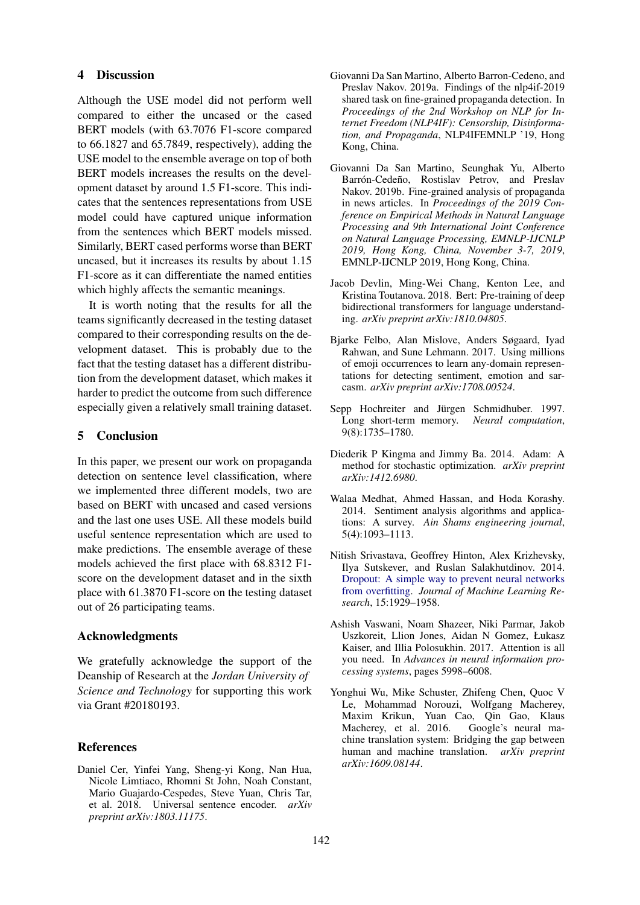## 4 Discussion

Although the USE model did not perform well compared to either the uncased or the cased BERT models (with 63.7076 F1-score compared to 66.1827 and 65.7849, respectively), adding the USE model to the ensemble average on top of both BERT models increases the results on the development dataset by around 1.5 F1-score. This indicates that the sentences representations from USE model could have captured unique information from the sentences which BERT models missed. Similarly, BERT cased performs worse than BERT uncased, but it increases its results by about 1.15 F1-score as it can differentiate the named entities which highly affects the semantic meanings.

It is worth noting that the results for all the teams significantly decreased in the testing dataset compared to their corresponding results on the development dataset. This is probably due to the fact that the testing dataset has a different distribution from the development dataset, which makes it harder to predict the outcome from such difference especially given a relatively small training dataset.

## 5 Conclusion

In this paper, we present our work on propaganda detection on sentence level classification, where we implemented three different models, two are based on BERT with uncased and cased versions and the last one uses USE. All these models build useful sentence representation which are used to make predictions. The ensemble average of these models achieved the first place with 68.8312 F1-score on the development dataset and in the sixth place with 61.3870 F1-score on the testing dataset out of 26 participating teams.

## Acknowledgments

We gratefully acknowledge the support of the Deanship of Research at the *Jordan University of Science and Technology* for supporting this work via Grant #20180193.

## References

Daniel Cer, Yinfei Yang, Sheng-yi Kong, Nan Hua, Nicole Limtiaco, Rhomni St John, Noah Constant, Mario Guajardo-Cespedes, Steve Yuan, Chris Tar, et al. 2018. Universal sentence encoder. *arXiv preprint arXiv:1803.11175*.

Giovanni Da San Martino, Alberto Barron-Cedeno, and Preslav Nakov. 2019a. Findings of the nlp4if-2019 shared task on fine-grained propaganda detection. In *Proceedings of the 2nd Workshop on NLP for Internet Freedom (NLP4IF): Censorship, Disinformation, and Propaganda*, NLP4IFEMNLP '19, Hong Kong, China.

Giovanni Da San Martino, Seunghak Yu, Alberto Barrón-Cedeño, Rostislav Petrov, and Preslav Nakov. 2019b. Fine-grained analysis of propaganda in news articles. In *Proceedings of the 2019 Conference on Empirical Methods in Natural Language Processing and 9th International Joint Conference on Natural Language Processing, EMNLP-IJCNLP 2019, Hong Kong, China, November 3-7, 2019*, EMNLP-IJCNLP 2019, Hong Kong, China.

Jacob Devlin, Ming-Wei Chang, Kenton Lee, and Kristina Toutanova. 2018. Bert: Pre-training of deep bidirectional transformers for language understanding. *arXiv preprint arXiv:1810.04805*.

Bjarke Felbo, Alan Mislove, Anders Søgaard, Iyad Rahwan, and Sune Lehmann. 2017. Using millions of emoji occurrences to learn any-domain representations for detecting sentiment, emotion and sarcasm. *arXiv preprint arXiv:1708.00524*.

Sepp Hochreiter and Jürgen Schmidhuber. 1997. Long short-term memory. *Neural computation*, 9(8):1735–1780.

Diederik P Kingma and Jimmy Ba. 2014. Adam: A method for stochastic optimization. *arXiv preprint arXiv:1412.6980*.

Walaa Medhat, Ahmed Hassan, and Hoda Korashy. 2014. Sentiment analysis algorithms and applications: A survey. *Ain Shams engineering journal*, 5(4):1093–1113.

Nitish Srivastava, Geoffrey Hinton, Alex Krizhevsky, Ilya Sutskever, and Ruslan Salakhutdinov. 2014. Dropout: A simple way to prevent neural networks from overfitting. *Journal of Machine Learning Research*, 15:1929–1958.

Ashish Vaswani, Noam Shazeer, Niki Parmar, Jakob Uszkoreit, Llion Jones, Aidan N Gomez, Łukasz Kaiser, and Illia Polosukhin. 2017. Attention is all you need. In *Advances in neural information processing systems*, pages 5998–6008.

Yonghui Wu, Mike Schuster, Zhifeng Chen, Quoc V Le, Mohammad Norouzi, Wolfgang Macherey, Maxim Krikun, Yuan Cao, Qin Gao, Klaus Macherey, et al. 2016. Google's neural machine translation system: Bridging the gap between human and machine translation. *arXiv preprint arXiv:1609.08144*.